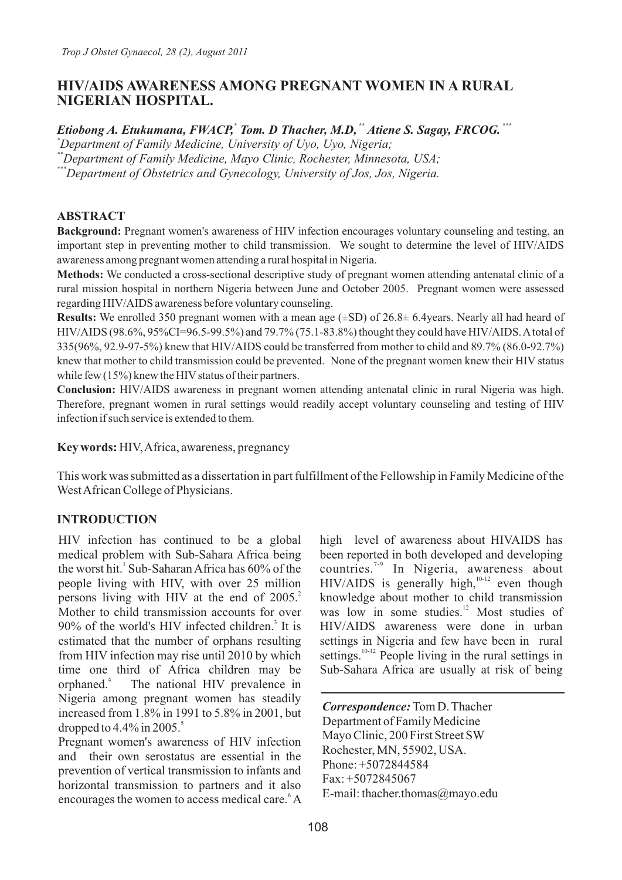# HIV/AIDS AWARENESS AMONG PREGNANT WOMEN IN A RURAL NIGERIAN HOSPITAL.

***Etiobong A. Etukumana, FWACP,[*] Tom. D Thacher, M.D,[**] Atiene S. Sagay, FRCOG.[***]***

[*]*Department of Family Medicine, University of Uyo, Uyo, Nigeria;*

[**]*Department of Family Medicine, Mayo Clinic, Rochester, Minnesota, USA;*

[***]*Department of Obstetrics and Gynecology, University of Jos, Jos, Nigeria.*

## ABSTRACT

**Background:** Pregnant women's awareness of HIV infection encourages voluntary counseling and testing, an important step in preventing mother to child transmission. We sought to determine the level of HIV/AIDS awareness among pregnant women attending a rural hospital in Nigeria.

**Methods:** We conducted a cross-sectional descriptive study of pregnant women attending antenatal clinic of a rural mission hospital in northern Nigeria between June and October 2005. Pregnant women were assessed regarding HIV/AIDS awareness before voluntary counseling.

**Results:** We enrolled 350 pregnant women with a mean age (±SD) of 26.8± 6.4years. Nearly all had heard of HIV/AIDS (98.6%, 95%CI=96.5-99.5%) and 79.7% (75.1-83.8%) thought they could have HIV/AIDS. A total of 335(96%, 92.9-97-5%) knew that HIV/AIDS could be transferred from mother to child and 89.7% (86.0-92.7%) knew that mother to child transmission could be prevented. None of the pregnant women knew their HIV status while few (15%) knew the HIV status of their partners.

**Conclusion:** HIV/AIDS awareness in pregnant women attending antenatal clinic in rural Nigeria was high. Therefore, pregnant women in rural settings would readily accept voluntary counseling and testing of HIV infection if such service is extended to them.

**Key words:** HIV, Africa, awareness, pregnancy

This work was submitted as a dissertation in part fulfillment of the Fellowship in Family Medicine of the West African College of Physicians.

## INTRODUCTION

HIV infection has continued to be a global medical problem with Sub-Sahara Africa being the worst hit.[1] Sub-Saharan Africa has 60% of the people living with HIV, with over 25 million persons living with HIV at the end of 2005.[2] Mother to child transmission accounts for over 90% of the world's HIV infected children.[3] It is estimated that the number of orphans resulting from HIV infection may rise until 2010 by which time one third of Africa children may be orphaned.[4] The national HIV prevalence in Nigeria among pregnant women has steadily increased from 1.8% in 1991 to 5.8% in 2001, but dropped to 4.4% in 2005.[5]

Pregnant women's awareness of HIV infection and their own serostatus are essential in the prevention of vertical transmission to infants and horizontal transmission to partners and it also encourages the women to access medical care.[6] A high level of awareness about HIVAIDS has been reported in both developed and developing countries.[7-9] In Nigeria, awareness about HIV/AIDS is generally high,[10-12] even though knowledge about mother to child transmission was low in some studies.[12] Most studies of HIV/AIDS awareness were done in urban settings in Nigeria and few have been in rural settings.[10-12] People living in the rural settings in Sub-Sahara Africa are usually at risk of being

***Correspondence:*** Tom D. Thacher
Department of Family Medicine
Mayo Clinic, 200 First Street SW
Rochester, MN, 55902, USA.
Phone: +5072844584
Fax: +5072845067
E-mail: thacher.thomas@mayo.edu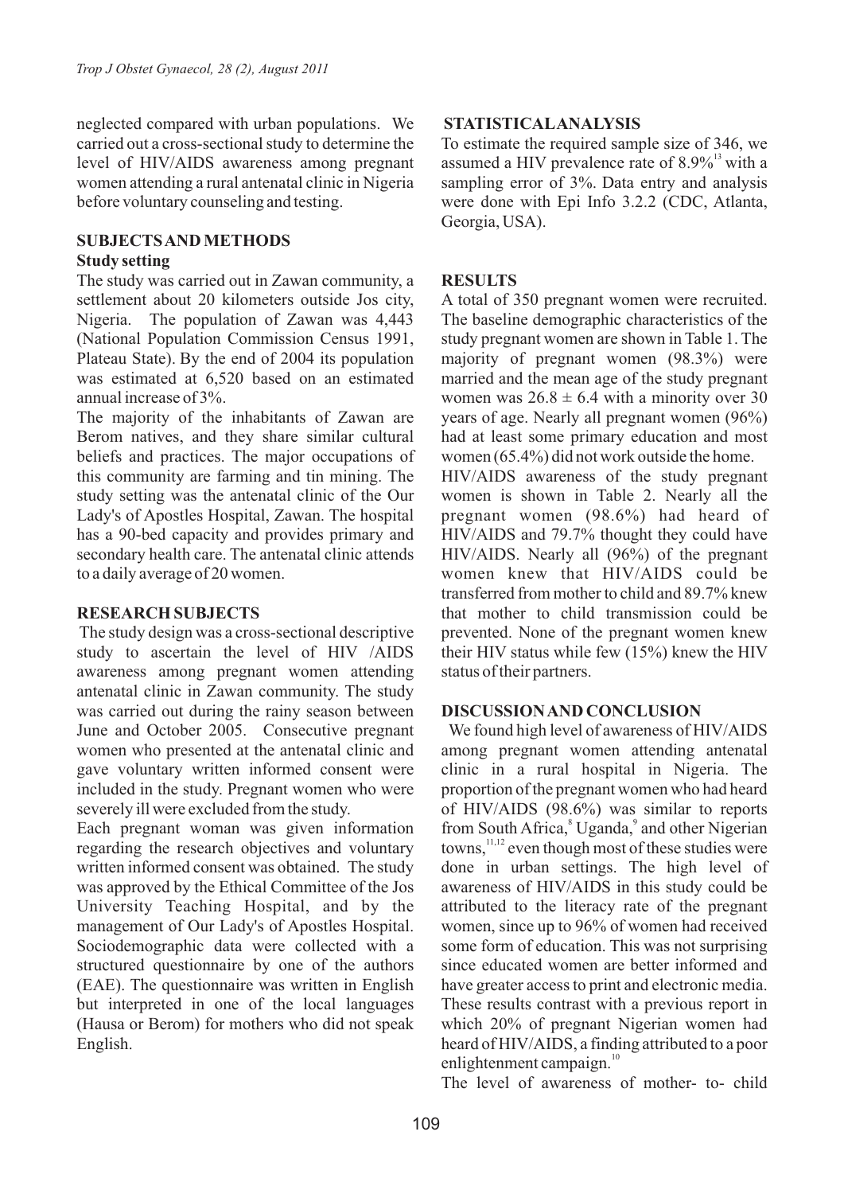neglected compared with urban populations. We carried out a cross-sectional study to determine the level of HIV/AIDS awareness among pregnant women attending a rural antenatal clinic in Nigeria before voluntary counseling and testing.

## SUBJECTS AND METHODS

### Study setting

The study was carried out in Zawan community, a settlement about 20 kilometers outside Jos city, Nigeria. The population of Zawan was 4,443 (National Population Commission Census 1991, Plateau State). By the end of 2004 its population was estimated at 6,520 based on an estimated annual increase of 3%.

The majority of the inhabitants of Zawan are Berom natives, and they share similar cultural beliefs and practices. The major occupations of this community are farming and tin mining. The study setting was the antenatal clinic of the Our Lady's of Apostles Hospital, Zawan. The hospital has a 90-bed capacity and provides primary and secondary health care. The antenatal clinic attends to a daily average of 20 women.

## RESEARCH SUBJECTS

The study design was a cross-sectional descriptive study to ascertain the level of HIV /AIDS awareness among pregnant women attending antenatal clinic in Zawan community. The study was carried out during the rainy season between June and October 2005. Consecutive pregnant women who presented at the antenatal clinic and gave voluntary written informed consent were included in the study. Pregnant women who were severely ill were excluded from the study.

Each pregnant woman was given information regarding the research objectives and voluntary written informed consent was obtained. The study was approved by the Ethical Committee of the Jos University Teaching Hospital, and by the management of Our Lady's of Apostles Hospital. Sociodemographic data were collected with a structured questionnaire by one of the authors (EAE). The questionnaire was written in English but interpreted in one of the local languages (Hausa or Berom) for mothers who did not speak English.

## STATISTICAL ANALYSIS

To estimate the required sample size of 346, we assumed a HIV prevalence rate of 8.9%[13] with a sampling error of 3%. Data entry and analysis were done with Epi Info 3.2.2 (CDC, Atlanta, Georgia, USA).

## RESULTS

A total of 350 pregnant women were recruited. The baseline demographic characteristics of the study pregnant women are shown in Table 1. The majority of pregnant women (98.3%) were married and the mean age of the study pregnant women was $26.8 \pm 6.4$ with a minority over 30 years of age. Nearly all pregnant women (96%) had at least some primary education and most women (65.4%) did not work outside the home.

HIV/AIDS awareness of the study pregnant women is shown in Table 2. Nearly all the pregnant women (98.6%) had heard of HIV/AIDS and 79.7% thought they could have HIV/AIDS. Nearly all (96%) of the pregnant women knew that HIV/AIDS could be transferred from mother to child and 89.7% knew that mother to child transmission could be prevented. None of the pregnant women knew their HIV status while few (15%) knew the HIV status of their partners.

## DISCUSSION AND CONCLUSION

We found high level of awareness of HIV/AIDS among pregnant women attending antenatal clinic in a rural hospital in Nigeria. The proportion of the pregnant women who had heard of HIV/AIDS (98.6%) was similar to reports from South Africa,[8] Uganda,[9] and other Nigerian towns,[11,12] even though most of these studies were done in urban settings. The high level of awareness of HIV/AIDS in this study could be attributed to the literacy rate of the pregnant women, since up to 96% of women had received some form of education. This was not surprising since educated women are better informed and have greater access to print and electronic media. These results contrast with a previous report in which 20% of pregnant Nigerian women had heard of HIV/AIDS, a finding attributed to a poor enlightenment campaign.[10]

The level of awareness of mother- to- child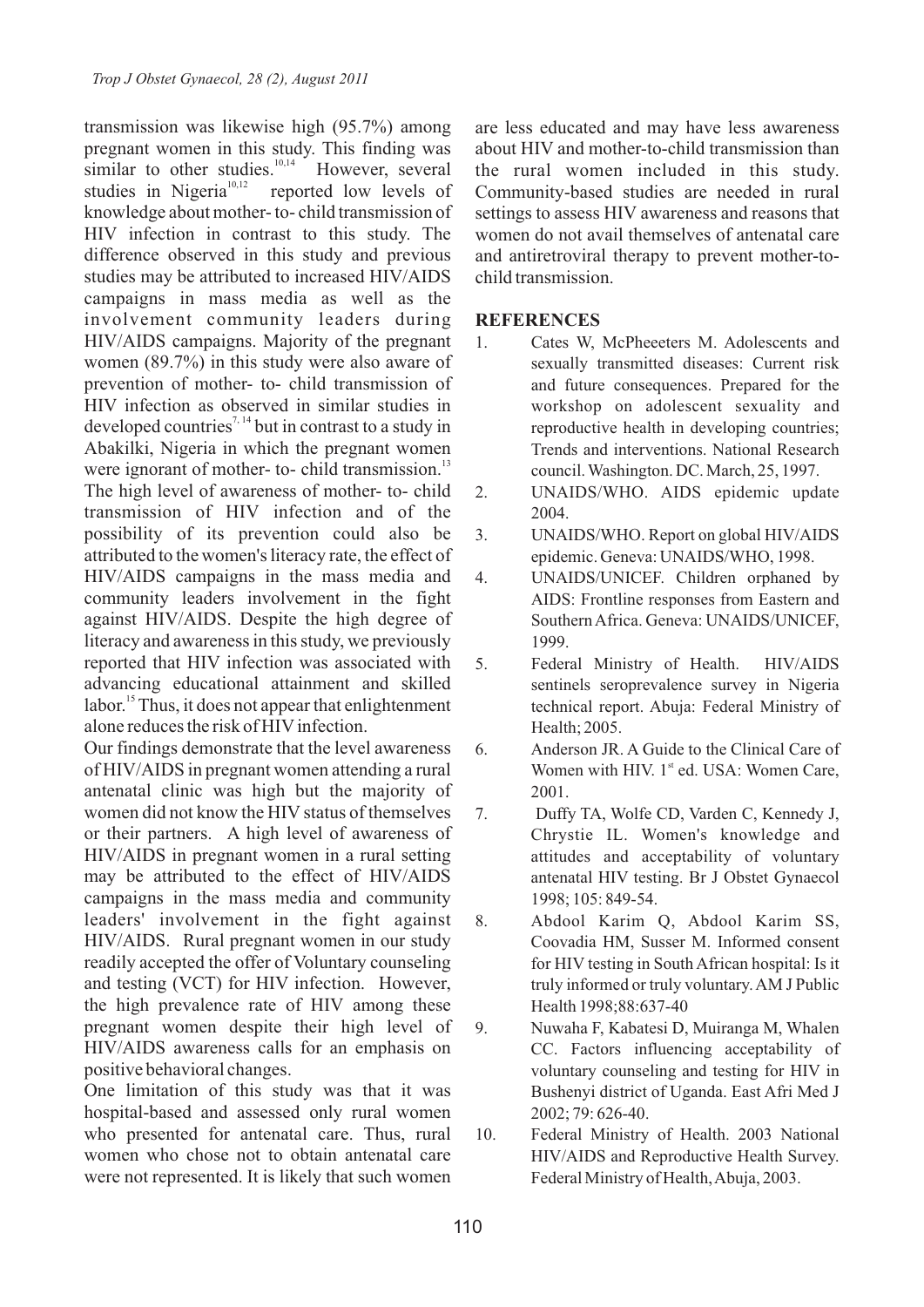transmission was likewise high (95.7%) among pregnant women in this study. This finding was similar to other studies.[10,14] However, several studies in Nigeria[10,12] reported low levels of knowledge about mother- to- child transmission of HIV infection in contrast to this study. The difference observed in this study and previous studies may be attributed to increased HIV/AIDS campaigns in mass media as well as the involvement community leaders during HIV/AIDS campaigns. Majority of the pregnant women (89.7%) in this study were also aware of prevention of mother- to- child transmission of HIV infection as observed in similar studies in developed countries[7,14] but in contrast to a study in Abakilki, Nigeria in which the pregnant women were ignorant of mother- to- child transmission.[13] The high level of awareness of mother- to- child transmission of HIV infection and of the possibility of its prevention could also be attributed to the women's literacy rate, the effect of HIV/AIDS campaigns in the mass media and community leaders involvement in the fight against HIV/AIDS. Despite the high degree of literacy and awareness in this study, we previously reported that HIV infection was associated with advancing educational attainment and skilled labor.[15] Thus, it does not appear that enlightenment alone reduces the risk of HIV infection.

Our findings demonstrate that the level awareness of HIV/AIDS in pregnant women attending a rural antenatal clinic was high but the majority of women did not know the HIV status of themselves or their partners. A high level of awareness of HIV/AIDS in pregnant women in a rural setting may be attributed to the effect of HIV/AIDS campaigns in the mass media and community leaders' involvement in the fight against HIV/AIDS. Rural pregnant women in our study readily accepted the offer of Voluntary counseling and testing (VCT) for HIV infection. However, the high prevalence rate of HIV among these pregnant women despite their high level of HIV/AIDS awareness calls for an emphasis on positive behavioral changes.

One limitation of this study was that it was hospital-based and assessed only rural women who presented for antenatal care. Thus, rural women who chose not to obtain antenatal care were not represented. It is likely that such women are less educated and may have less awareness about HIV and mother-to-child transmission than the rural women included in this study. Community-based studies are needed in rural settings to assess HIV awareness and reasons that women do not avail themselves of antenatal care and antiretroviral therapy to prevent mother-to-child transmission.

## REFERENCES

1. Cates W, McPheeeters M. Adolescents and sexually transmitted diseases: Current risk and future consequences. Prepared for the workshop on adolescent sexuality and reproductive health in developing countries; Trends and interventions. National Research council. Washington. DC. March, 25, 1997.
2. UNAIDS/WHO. AIDS epidemic update 2004.
3. UNAIDS/WHO. Report on global HIV/AIDS epidemic. Geneva: UNAIDS/WHO, 1998.
4. UNAIDS/UNICEF. Children orphaned by AIDS: Frontline responses from Eastern and Southern Africa. Geneva: UNAIDS/UNICEF, 1999.
5. Federal Ministry of Health. HIV/AIDS sentinels seroprevalence survey in Nigeria technical report. Abuja: Federal Ministry of Health; 2005.
6. Anderson JR. A Guide to the Clinical Care of Women with HIV. 1st ed. USA: Women Care, 2001.
7. Duffy TA, Wolfe CD, Varden C, Kennedy J, Chrystie IL. Women's knowledge and attitudes and acceptability of voluntary antenatal HIV testing. Br J Obstet Gynaecol 1998; 105: 849-54.
8. Abdool Karim Q, Abdool Karim SS, Coovadia HM, Susser M. Informed consent for HIV testing in South African hospital: Is it truly informed or truly voluntary. AM J Public Health 1998;88:637-40
9. Nuwaha F, Kabatesi D, Muiranga M, Whalen CC. Factors influencing acceptability of voluntary counseling and testing for HIV in Bushenyi district of Uganda. East Afri Med J 2002; 79: 626-40.
10. Federal Ministry of Health. 2003 National HIV/AIDS and Reproductive Health Survey. Federal Ministry of Health, Abuja, 2003.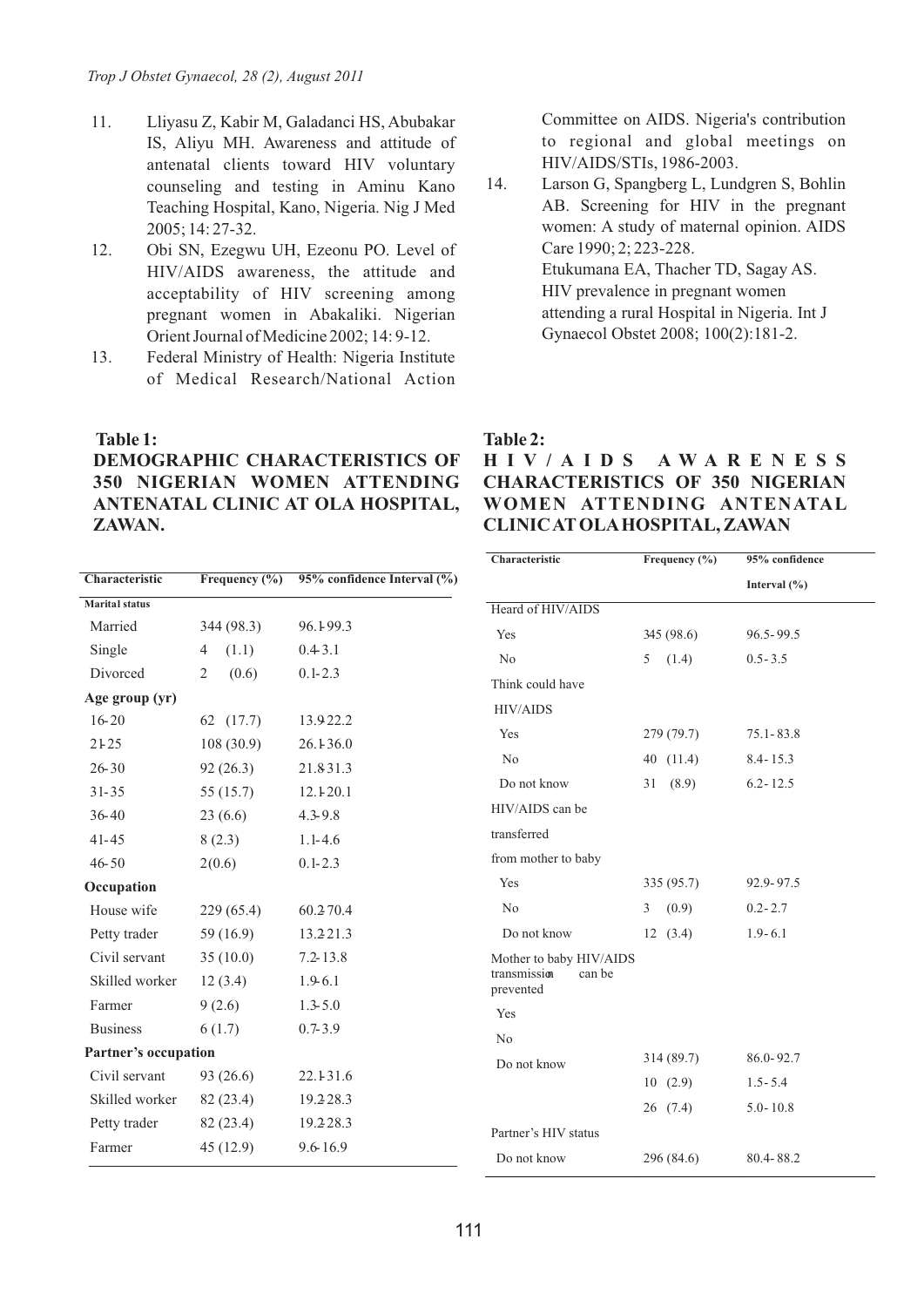11. Lliyasu Z, Kabir M, Galadanci HS, Abubakar IS, Aliyu MH. Awareness and attitude of antenatal clients toward HIV voluntary counseling and testing in Aminu Kano Teaching Hospital, Kano, Nigeria. Nig J Med 2005; 14: 27-32.
12. Obi SN, Ezegwu UH, Ezeonu PO. Level of HIV/AIDS awareness, the attitude and acceptability of HIV screening among pregnant women in Abakaliki. Nigerian Orient Journal of Medicine 2002; 14: 9-12.
13. Federal Ministry of Health: Nigeria Institute of Medical Research/National Action Committee on AIDS. Nigeria's contribution to regional and global meetings on HIV/AIDS/STIs, 1986-2003.
14. Larson G, Spangberg L, Lundgren S, Bohlin AB. Screening for HIV in the pregnant women: A study of maternal opinion. AIDS Care 1990; 2; 223-228.
    Etukumana EA, Thacher TD, Sagay AS. HIV prevalence in pregnant women attending a rural Hospital in Nigeria. Int J Gynaecol Obstet 2008; 100(2):181-2.

**Table 1:**
**DEMOGRAPHIC CHARACTERISTICS OF 350 NIGERIAN WOMEN ATTENDING ANTENATAL CLINIC AT OLA HOSPITAL, ZAWAN.**

| Characteristic | Frequency (%) | 95% confidence Interval (%) |
|---|---|---|
| **Marital status** | | |
| Married | 344 (98.3) | 96.1-99.3 |
| Single | 4 (1.1) | 0.4-3.1 |
| Divorced | 2 (0.6) | 0.1-2.3 |
| **Age group (yr)** | | |
| 16-20 | 62 (17.7) | 13.9-22.2 |
| 21-25 | 108 (30.9) | 26.1-36.0 |
| 26-30 | 92 (26.3) | 21.8-31.3 |
| 31-35 | 55 (15.7) | 12.1-20.1 |
| 36-40 | 23 (6.6) | 4.3-9.8 |
| 41-45 | 8 (2.3) | 1.1-4.6 |
| 46-50 | 2(0.6) | 0.1-2.3 |
| **Occupation** | | |
| House wife | 229 (65.4) | 60.2-70.4 |
| Petty trader | 59 (16.9) | 13.2-21.3 |
| Civil servant | 35 (10.0) | 7.2-13.8 |
| Skilled worker | 12 (3.4) | 1.9-6.1 |
| Farmer | 9 (2.6) | 1.3-5.0 |
| Business | 6 (1.7) | 0.7-3.9 |
| **Partner's occupation** | | |
| Civil servant | 93 (26.6) | 22.1-31.6 |
| Skilled worker | 82 (23.4) | 19.2-28.3 |
| Petty trader | 82 (23.4) | 19.2-28.3 |
| Farmer | 45 (12.9) | 9.6-16.9 |

**Table 2:**
**HIV/AIDS AWARENESS CHARACTERISTICS OF 350 NIGERIAN WOMEN ATTENDING ANTENATAL CLINIC AT OLA HOSPITAL, ZAWAN**

| Characteristic | Frequency (%) | 95% confidence Interval (%) |
|---|---|---|
| Heard of HIV/AIDS | | |
| Yes | 345 (98.6) | 96.5-99.5 |
| No | 5 (1.4) | 0.5-3.5 |
| Think could have HIV/AIDS | | |
| Yes | 279 (79.7) | 75.1-83.8 |
| No | 40 (11.4) | 8.4-15.3 |
| Do not know | 31 (8.9) | 6.2-12.5 |
| HIV/AIDS can be transferred from mother to baby | | |
| Yes | 335 (95.7) | 92.9-97.5 |
| No | 3 (0.9) | 0.2-2.7 |
| Do not know | 12 (3.4) | 1.9-6.1 |
| Mother to baby HIV/AIDS transmission can be prevented | | |
| Yes | 314 (89.7) | 86.0-92.7 |
| No | 10 (2.9) | 1.5-5.4 |
| Do not know | 26 (7.4) | 5.0-10.8 |
| Partner's HIV status | | |
| Do not know | 296 (84.6) | 80.4-88.2 |